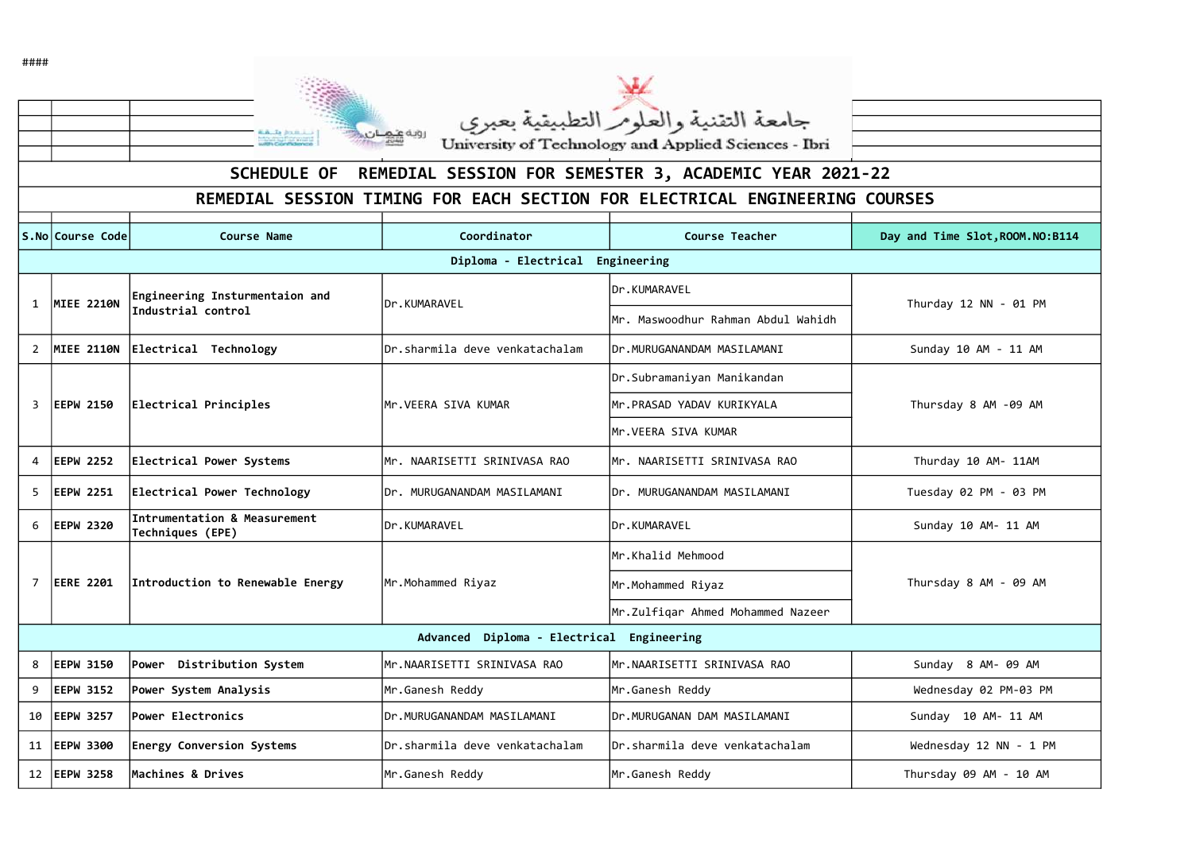####

جامعة التقنية والعلوم التطبيقية بعبري

University of Technology and Applied Sciences - Ibri

## SCHEDULE OF REMEDIAL SESSION FOR SEMESTER 3, ACADEMIC YEAR 2021-22

## REMEDIAL SESSION TIMING FOR EACH SECTION FOR ELECTRICAL ENGINEERING COURSES

| S.No | Course Code | Course Name | Coordinator | Course Teacher | Day and Time Slot,ROOM.NO:B114 |
|---|---|---|---|---|---|
| | | | Diploma - Electrical Engineering | | |
| 1 | MIEE 2210N | Engineering Insturmentaion and Industrial control | Dr.KUMARAVEL | Dr.KUMARAVEL | Thurday 12 NN - 01 PM |
| | | | | Mr. Maswoodhur Rahman Abdul Wahidh | |
| 2 | MIEE 2110N | Electrical Technology | Dr.sharmila deve venkatachalam | Dr.MURUGANANDAM MASILAMANI | Sunday 10 AM - 11 AM |
| 3 | EEPW 2150 | Electrical Principles | Mr.VEERA SIVA KUMAR | Dr.Subramaniyan Manikandan | Thursday 8 AM -09 AM |
| | | | | Mr.PRASAD YADAV KURIKYALA | |
| | | | | Mr.VEERA SIVA KUMAR | |
| 4 | EEPW 2252 | Electrical Power Systems | Mr. NAARISETTI SRINIVASA RAO | Mr. NAARISETTI SRINIVASA RAO | Thurday 10 AM- 11AM |
| 5 | EEPW 2251 | Electrical Power Technology | Dr. MURUGANANDAM MASILAMANI | Dr. MURUGANANDAM MASILAMANI | Tuesday 02 PM - 03 PM |
| 6 | EEPW 2320 | Intrumentation & Measurement Techniques (EPE) | Dr.KUMARAVEL | Dr.KUMARAVEL | Sunday 10 AM- 11 AM |
| 7 | EERE 2201 | Introduction to Renewable Energy | Mr.Mohammed Riyaz | Mr.Khalid Mehmood | Thursday 8 AM - 09 AM |
| | | | | Mr.Mohammed Riyaz | |
| | | | | Mr.Zulfiqar Ahmed Mohammed Nazeer | |
| | | | Advanced Diploma - Electrical Engineering | | |
| 8 | EEPW 3150 | Power Distribution System | Mr.NAARISETTI SRINIVASA RAO | Mr.NAARISETTI SRINIVASA RAO | Sunday 8 AM- 09 AM |
| 9 | EEPW 3152 | Power System Analysis | Mr.Ganesh Reddy | Mr.Ganesh Reddy | Wednesday 02 PM-03 PM |
| 10 | EEPW 3257 | Power Electronics | Dr.MURUGANANDAM MASILAMANI | Dr.MURUGANAN DAM MASILAMANI | Sunday 10 AM- 11 AM |
| 11 | EEPW 3300 | Energy Conversion Systems | Dr.sharmila deve venkatachalam | Dr.sharmila deve venkatachalam | Wednesday 12 NN - 1 PM |
| 12 | EEPW 3258 | Machines & Drives | Mr.Ganesh Reddy | Mr.Ganesh Reddy | Thursday 09 AM - 10 AM |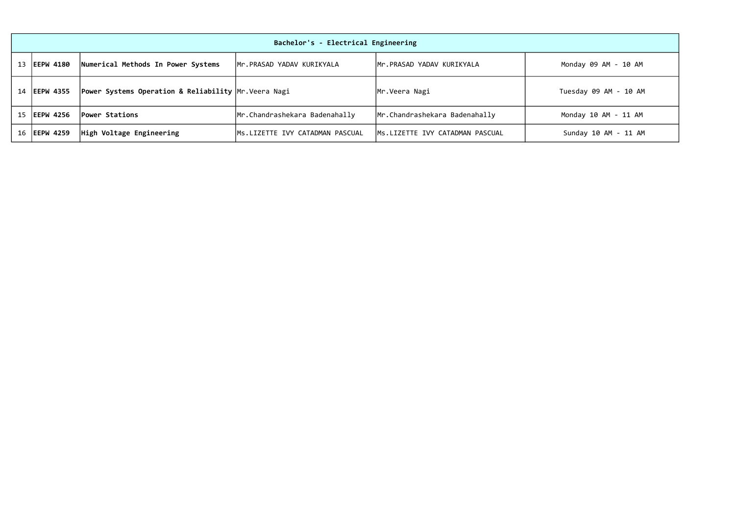| | | | | | |
|---|---|---|---|---|---|
| **Bachelor's - Electrical Engineering** | | | | | |
| 13 | **EEPW 4180** | **Numerical Methods In Power Systems** | Mr.PRASAD YADAV KURIKYALA | Mr.PRASAD YADAV KURIKYALA | Monday 09 AM - 10 AM |
| 14 | **EEPW 4355** | **Power Systems Operation & Reliability** | Mr.Veera Nagi | Mr.Veera Nagi | Tuesday 09 AM - 10 AM |
| 15 | **EEPW 4256** | **Power Stations** | Mr.Chandrashekara Badenahally | Mr.Chandrashekara Badenahally | Monday 10 AM - 11 AM |
| 16 | **EEPW 4259** | **High Voltage Engineering** | Ms.LIZETTE IVY CATADMAN PASCUAL | Ms.LIZETTE IVY CATADMAN PASCUAL | Sunday 10 AM - 11 AM |